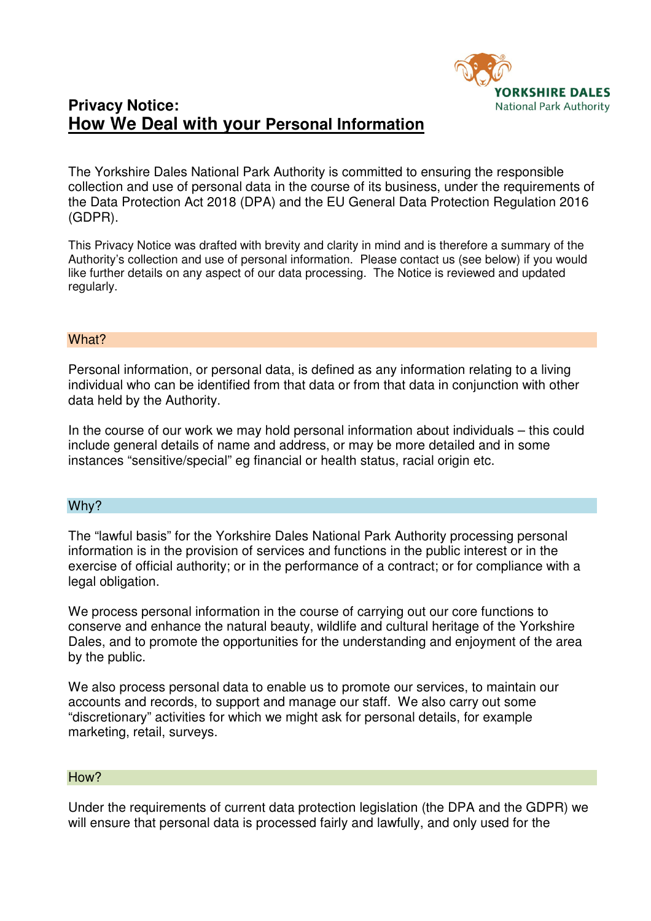# Privacy Notice:
# How We Deal with your Personal Information

The Yorkshire Dales National Park Authority is committed to ensuring the responsible collection and use of personal data in the course of its business, under the requirements of the Data Protection Act 2018 (DPA) and the EU General Data Protection Regulation 2016 (GDPR).

This Privacy Notice was drafted with brevity and clarity in mind and is therefore a summary of the Authority's collection and use of personal information. Please contact us (see below) if you would like further details on any aspect of our data processing. The Notice is reviewed and updated regularly.

## What?

Personal information, or personal data, is defined as any information relating to a living individual who can be identified from that data or from that data in conjunction with other data held by the Authority.

In the course of our work we may hold personal information about individuals – this could include general details of name and address, or may be more detailed and in some instances "sensitive/special" eg financial or health status, racial origin etc.

## Why?

The "lawful basis" for the Yorkshire Dales National Park Authority processing personal information is in the provision of services and functions in the public interest or in the exercise of official authority; or in the performance of a contract; or for compliance with a legal obligation.

We process personal information in the course of carrying out our core functions to conserve and enhance the natural beauty, wildlife and cultural heritage of the Yorkshire Dales, and to promote the opportunities for the understanding and enjoyment of the area by the public.

We also process personal data to enable us to promote our services, to maintain our accounts and records, to support and manage our staff. We also carry out some "discretionary" activities for which we might ask for personal details, for example marketing, retail, surveys.

## How?

Under the requirements of current data protection legislation (the DPA and the GDPR) we will ensure that personal data is processed fairly and lawfully, and only used for the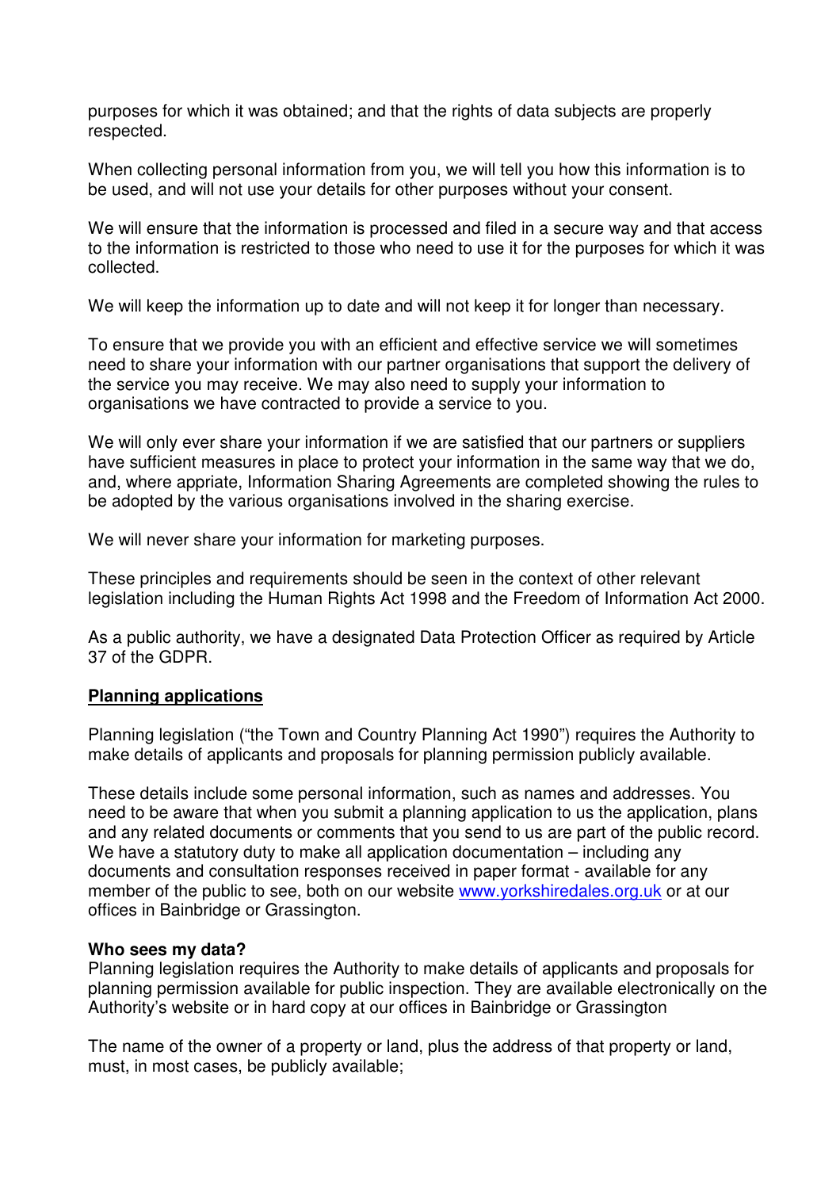purposes for which it was obtained; and that the rights of data subjects are properly respected.

When collecting personal information from you, we will tell you how this information is to be used, and will not use your details for other purposes without your consent.

We will ensure that the information is processed and filed in a secure way and that access to the information is restricted to those who need to use it for the purposes for which it was collected.

We will keep the information up to date and will not keep it for longer than necessary.

To ensure that we provide you with an efficient and effective service we will sometimes need to share your information with our partner organisations that support the delivery of the service you may receive. We may also need to supply your information to organisations we have contracted to provide a service to you.

We will only ever share your information if we are satisfied that our partners or suppliers have sufficient measures in place to protect your information in the same way that we do, and, where appriate, Information Sharing Agreements are completed showing the rules to be adopted by the various organisations involved in the sharing exercise.

We will never share your information for marketing purposes.

These principles and requirements should be seen in the context of other relevant legislation including the Human Rights Act 1998 and the Freedom of Information Act 2000.

As a public authority, we have a designated Data Protection Officer as required by Article 37 of the GDPR.

## **Planning applications**

Planning legislation ("the Town and Country Planning Act 1990") requires the Authority to make details of applicants and proposals for planning permission publicly available.

These details include some personal information, such as names and addresses. You need to be aware that when you submit a planning application to us the application, plans and any related documents or comments that you send to us are part of the public record. We have a statutory duty to make all application documentation – including any documents and consultation responses received in paper format - available for any member of the public to see, both on our website www.yorkshiredales.org.uk or at our offices in Bainbridge or Grassington.

### **Who sees my data?**

Planning legislation requires the Authority to make details of applicants and proposals for planning permission available for public inspection. They are available electronically on the Authority's website or in hard copy at our offices in Bainbridge or Grassington

The name of the owner of a property or land, plus the address of that property or land, must, in most cases, be publicly available;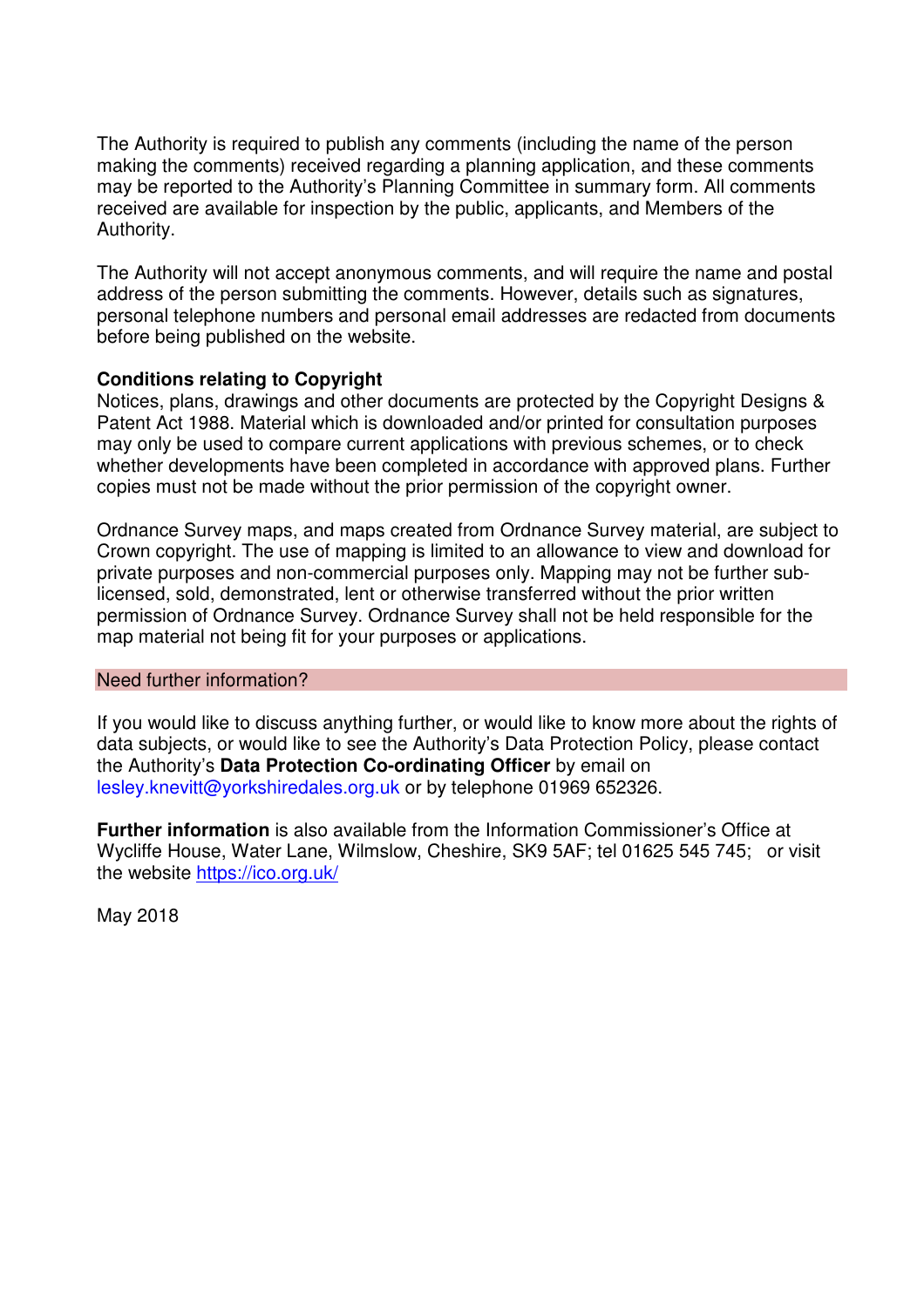The Authority is required to publish any comments (including the name of the person making the comments) received regarding a planning application, and these comments may be reported to the Authority's Planning Committee in summary form. All comments received are available for inspection by the public, applicants, and Members of the Authority.

The Authority will not accept anonymous comments, and will require the name and postal address of the person submitting the comments. However, details such as signatures, personal telephone numbers and personal email addresses are redacted from documents before being published on the website.

**Conditions relating to Copyright**

Notices, plans, drawings and other documents are protected by the Copyright Designs & Patent Act 1988. Material which is downloaded and/or printed for consultation purposes may only be used to compare current applications with previous schemes, or to check whether developments have been completed in accordance with approved plans. Further copies must not be made without the prior permission of the copyright owner.

Ordnance Survey maps, and maps created from Ordnance Survey material, are subject to Crown copyright. The use of mapping is limited to an allowance to view and download for private purposes and non-commercial purposes only. Mapping may not be further sub-licensed, sold, demonstrated, lent or otherwise transferred without the prior written permission of Ordnance Survey. Ordnance Survey shall not be held responsible for the map material not being fit for your purposes or applications.

## Need further information?

If you would like to discuss anything further, or would like to know more about the rights of data subjects, or would like to see the Authority's Data Protection Policy, please contact the Authority's **Data Protection Co-ordinating Officer** by email on lesley.knevitt@yorkshiredales.org.uk or by telephone 01969 652326.

**Further information** is also available from the Information Commissioner's Office at Wycliffe House, Water Lane, Wilmslow, Cheshire, SK9 5AF; tel 01625 545 745; or visit the website https://ico.org.uk/

May 2018